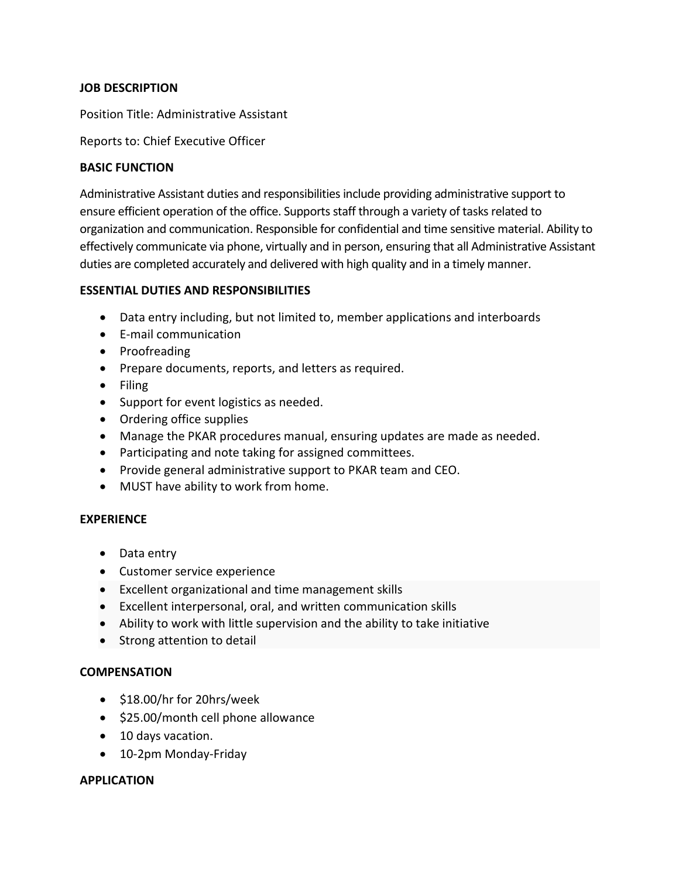## JOB DESCRIPTION

Position Title: Administrative Assistant

Reports to: Chief Executive Officer

## BASIC FUNCTION

Administrative Assistant duties and responsibilities include providing administrative support to ensure efficient operation of the office. Supports staff through a variety of tasks related to organization and communication. Responsible for confidential and time sensitive material. Ability to effectively communicate via phone, virtually and in person, ensuring that all Administrative Assistant duties are completed accurately and delivered with high quality and in a timely manner.

## ESSENTIAL DUTIES AND RESPONSIBILITIES

- Data entry including, but not limited to, member applications and interboards
- E-mail communication
- Proofreading
- Prepare documents, reports, and letters as required.
- Filing
- Support for event logistics as needed.
- Ordering office supplies
- Manage the PKAR procedures manual, ensuring updates are made as needed.
- Participating and note taking for assigned committees.
- Provide general administrative support to PKAR team and CEO.
- MUST have ability to work from home.

## EXPERIENCE

- Data entry
- Customer service experience
- Excellent organizational and time management skills
- Excellent interpersonal, oral, and written communication skills
- Ability to work with little supervision and the ability to take initiative
- Strong attention to detail

## COMPENSATION

- $18.00/hr for 20hrs/week
- $25.00/month cell phone allowance
- 10 days vacation.
- 10-2pm Monday-Friday

## APPLICATION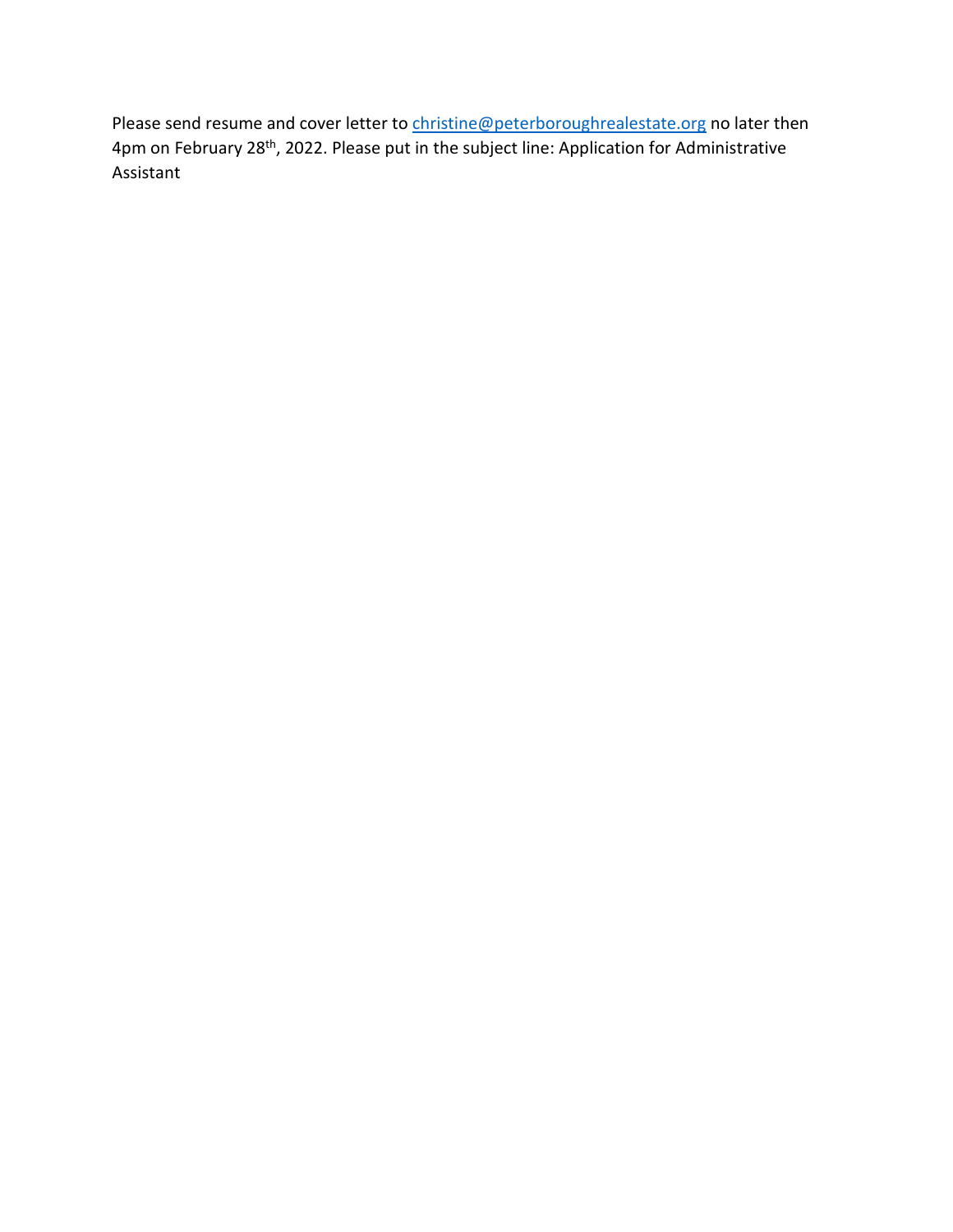Please send resume and cover letter to christine@peterboroughrealestate.org no later then 4pm on February 28th, 2022. Please put in the subject line: Application for Administrative Assistant